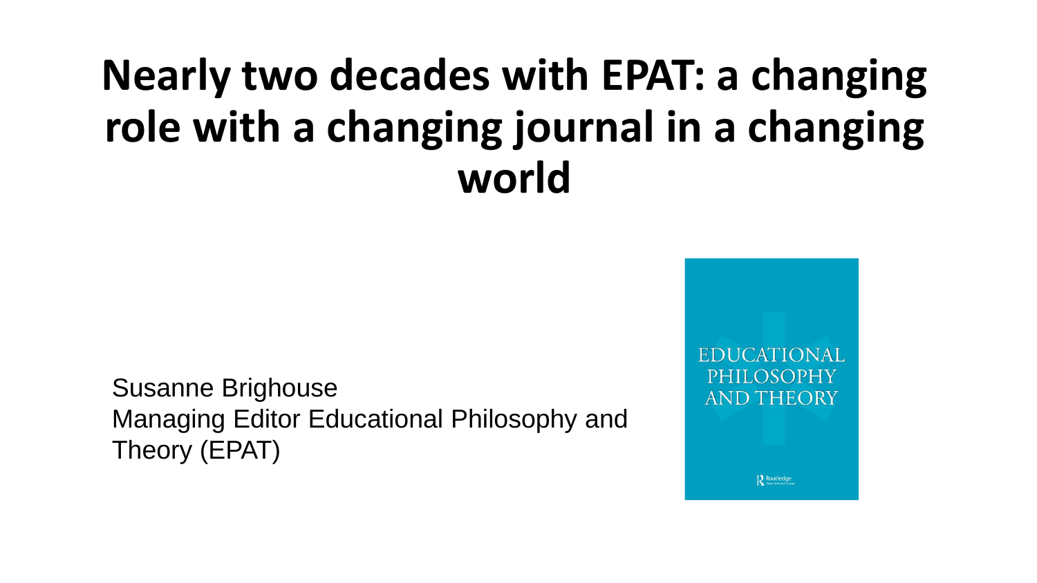# Nearly two decades with EPAT: a changing role with a changing journal in a changing world

Susanne Brighouse
Managing Editor Educational Philosophy and Theory (EPAT)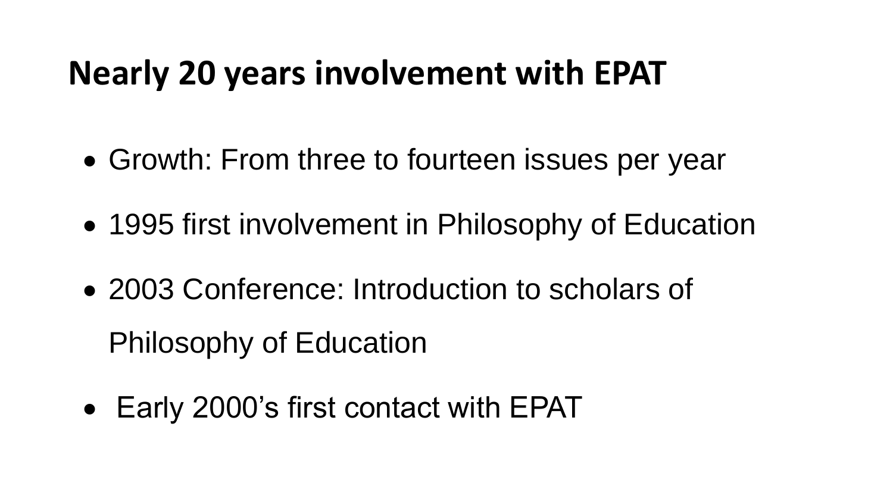# Nearly 20 years involvement with EPAT

- Growth: From three to fourteen issues per year
- 1995 first involvement in Philosophy of Education
- 2003 Conference: Introduction to scholars of Philosophy of Education
- Early 2000's first contact with EPAT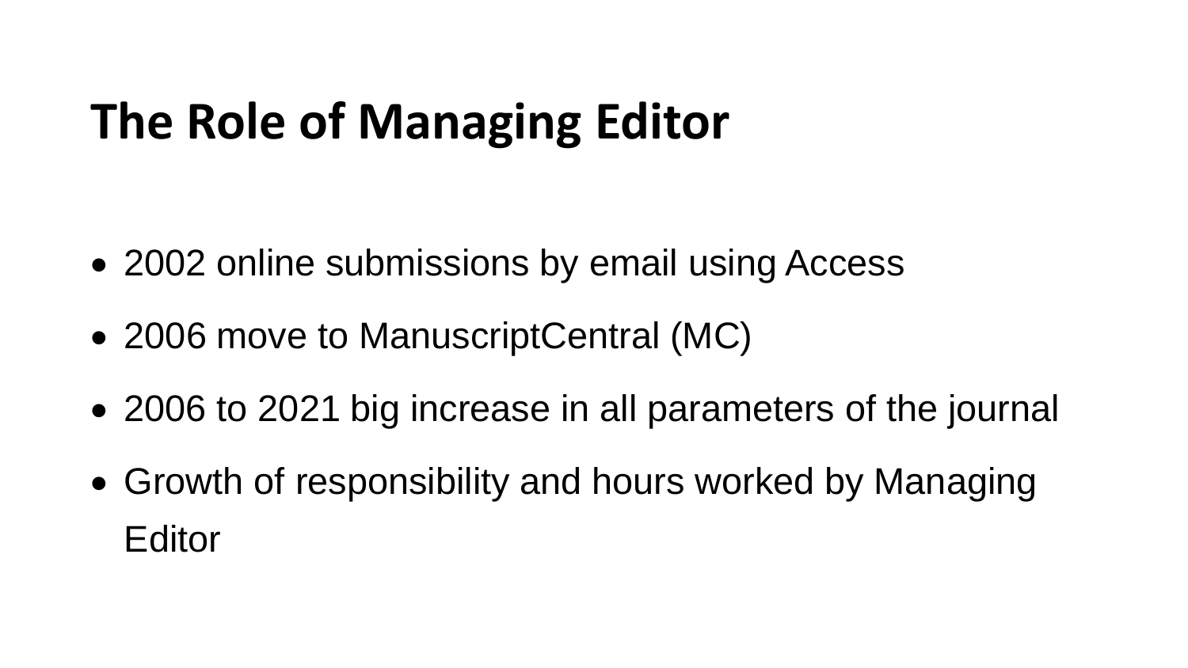# The Role of Managing Editor

- 2002 online submissions by email using Access
- 2006 move to ManuscriptCentral (MC)
- 2006 to 2021 big increase in all parameters of the journal
- Growth of responsibility and hours worked by Managing Editor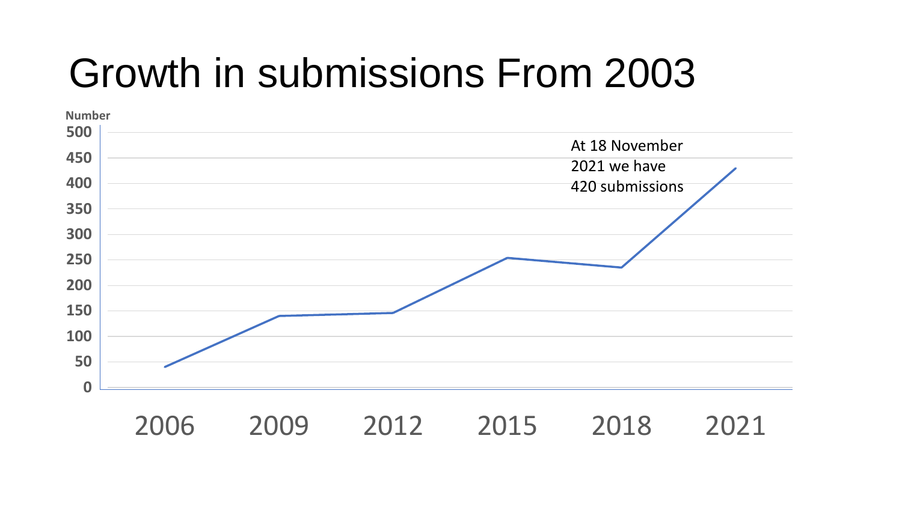# Growth in submissions From 2003

Number

500
450
400
350
300
250
200
150
100
50
0

At 18 November 2021 we have 420 submissions

2006 2009 2012 2015 2018 2021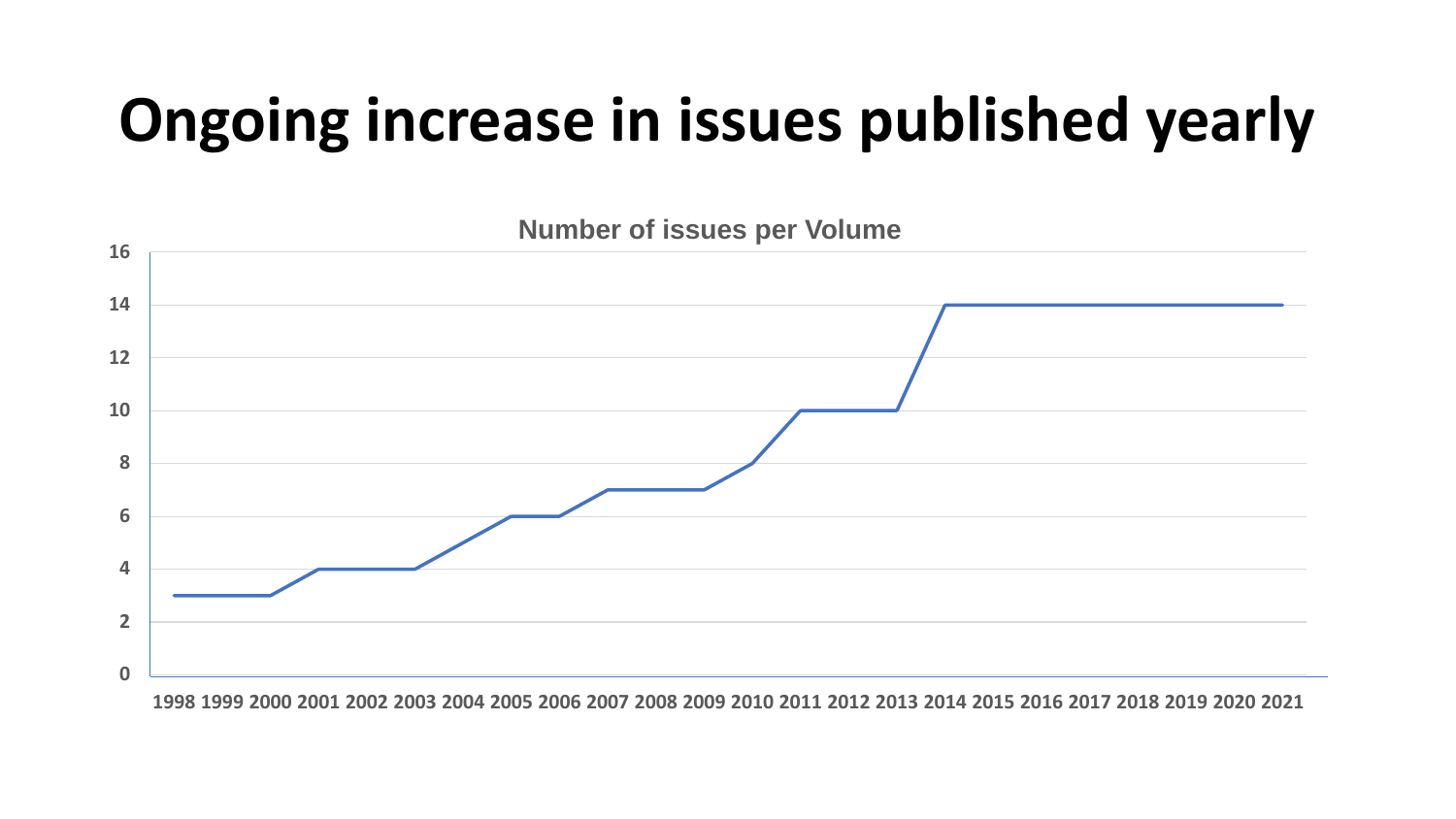# Ongoing increase in issues published yearly

**Number of issues per Volume**

| Year | Issues |
|---|---|
| 1998 | 3 |
| 1999 | 3 |
| 2000 | 3 |
| 2001 | 4 |
| 2002 | 4 |
| 2003 | 4 |
| 2004 | 5 |
| 2005 | 6 |
| 2006 | 6 |
| 2007 | 7 |
| 2008 | 7 |
| 2009 | 7 |
| 2010 | 8 |
| 2011 | 10 |
| 2012 | 10 |
| 2013 | 10 |
| 2014 | 14 |
| 2015 | 14 |
| 2016 | 14 |
| 2017 | 14 |
| 2018 | 14 |
| 2019 | 14 |
| 2020 | 14 |
| 2021 | 14 |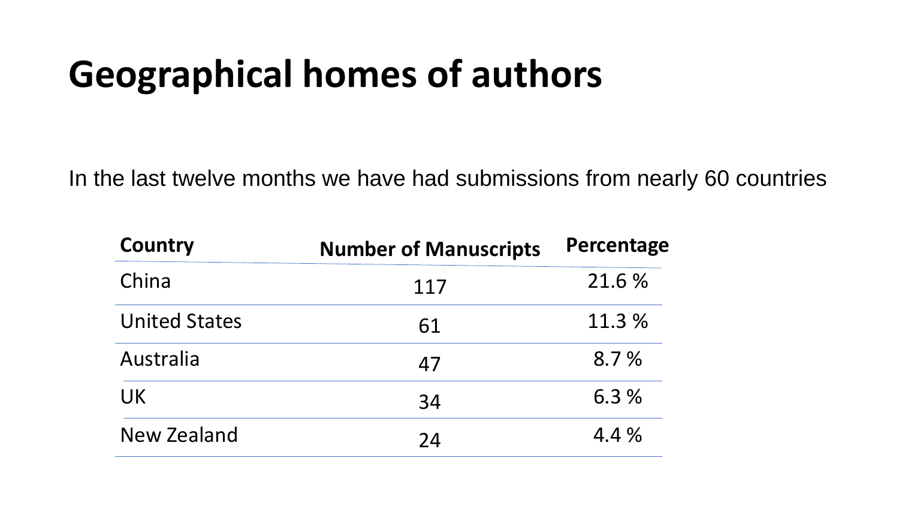# Geographical homes of authors

In the last twelve months we have had submissions from nearly 60 countries

| Country | Number of Manuscripts | Percentage |
| --- | --- | --- |
| China | 117 | 21.6 % |
| United States | 61 | 11.3 % |
| Australia | 47 | 8.7 % |
| UK | 34 | 6.3 % |
| New Zealand | 24 | 4.4 % |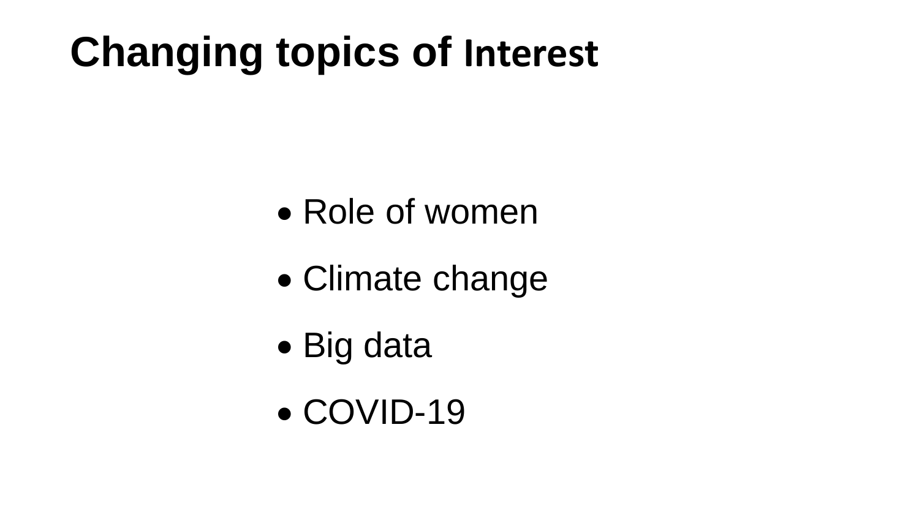# Changing topics of Interest

- Role of women
- Climate change
- Big data
- COVID-19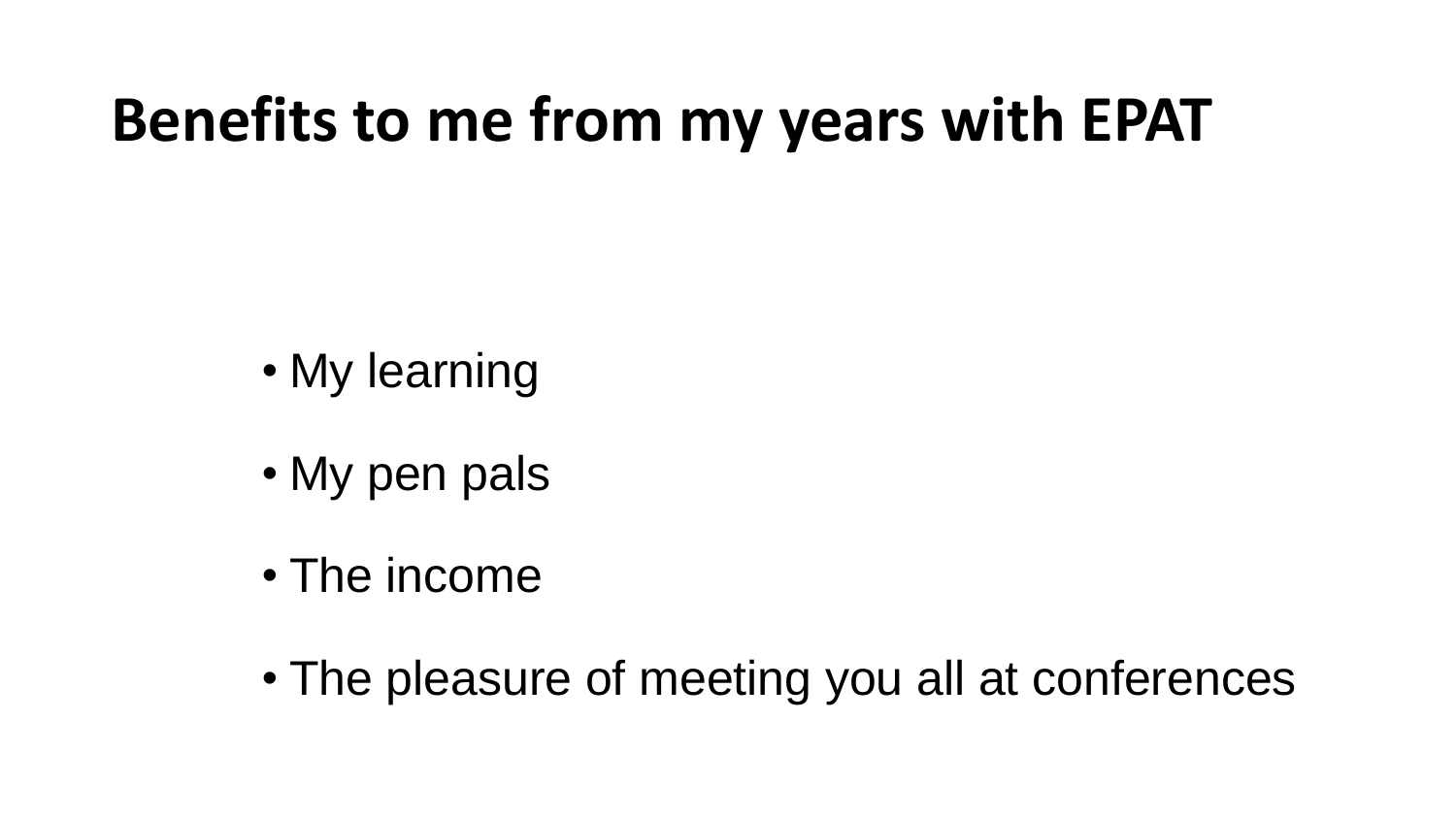# Benefits to me from my years with EPAT

- My learning
- My pen pals
- The income
- The pleasure of meeting you all at conferences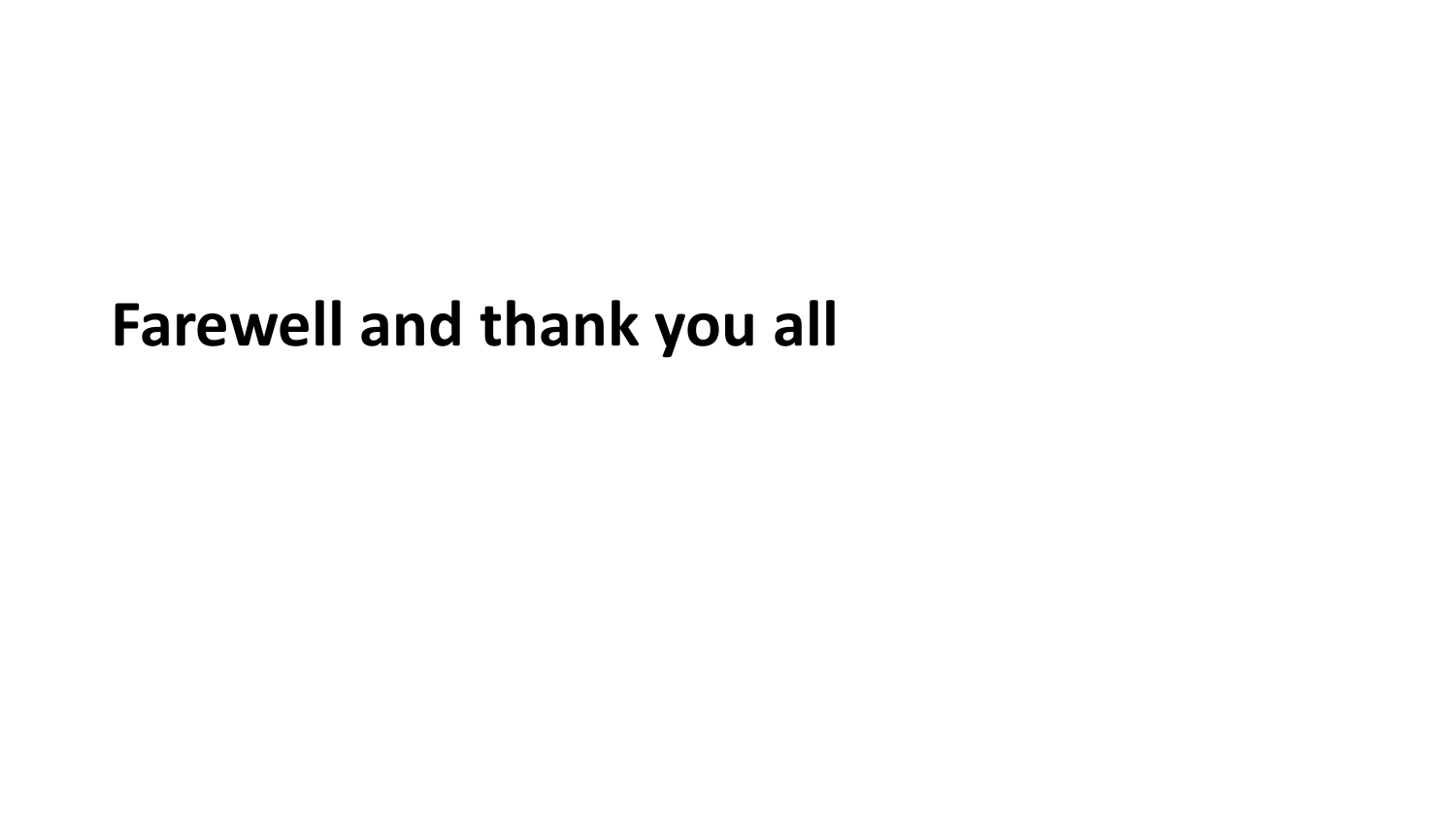**Farewell and thank you all**